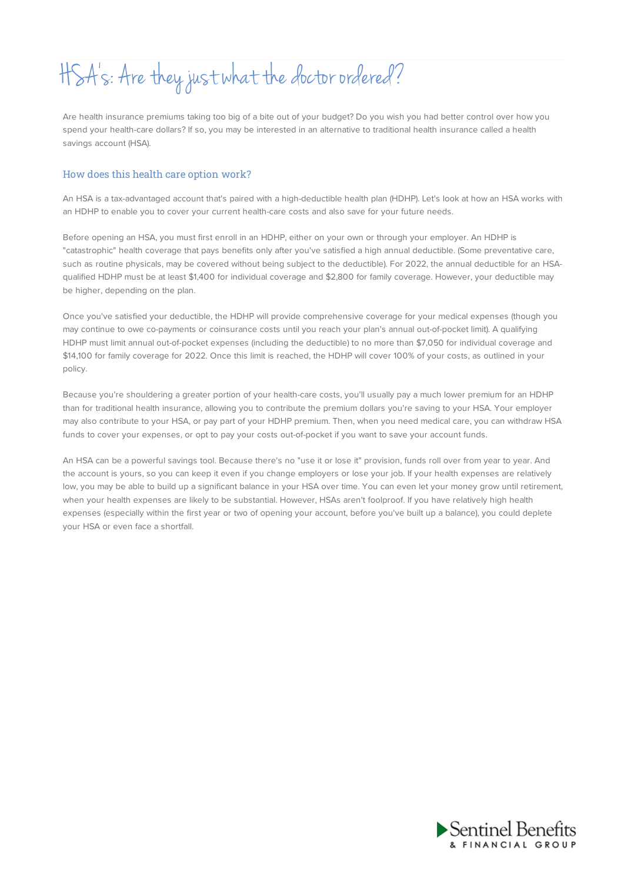# HSA's: Are they just what the doctor ordered?

Are health insurance premiums taking too big of a bite out of your budget? Do you wish you had better control over how you spend your health-care dollars? If so, you may be interested in an alternative to traditional health insurance called a health savings account (HSA).

## How does this health care option work?

An HSA is a tax-advantaged account that's paired with a high-deductible health plan (HDHP). Let's look at how an HSA works with an HDHP to enable you to cover your current health-care costs and also save for your future needs.

Before opening an HSA, you must first enroll in an HDHP, either on your own or through your employer. An HDHP is "catastrophic" health coverage that pays benefits only after you've satisfied a high annual deductible. (Some preventative care, such as routine physicals, may be covered without being subject to the deductible). For 2022, the annual deductible for an HSA-qualified HDHP must be at least $1,400 for individual coverage and $2,800 for family coverage. However, your deductible may be higher, depending on the plan.

Once you've satisfied your deductible, the HDHP will provide comprehensive coverage for your medical expenses (though you may continue to owe co-payments or coinsurance costs until you reach your plan's annual out-of-pocket limit). A qualifying HDHP must limit annual out-of-pocket expenses (including the deductible) to no more than $7,050 for individual coverage and $14,100 for family coverage for 2022. Once this limit is reached, the HDHP will cover 100% of your costs, as outlined in your policy.

Because you're shouldering a greater portion of your health-care costs, you'll usually pay a much lower premium for an HDHP than for traditional health insurance, allowing you to contribute the premium dollars you're saving to your HSA. Your employer may also contribute to your HSA, or pay part of your HDHP premium. Then, when you need medical care, you can withdraw HSA funds to cover your expenses, or opt to pay your costs out-of-pocket if you want to save your account funds.

An HSA can be a powerful savings tool. Because there's no "use it or lose it" provision, funds roll over from year to year. And the account is yours, so you can keep it even if you change employers or lose your job. If your health expenses are relatively low, you may be able to build up a significant balance in your HSA over time. You can even let your money grow until retirement, when your health expenses are likely to be substantial. However, HSAs aren't foolproof. If you have relatively high health expenses (especially within the first year or two of opening your account, before you've built up a balance), you could deplete your HSA or even face a shortfall.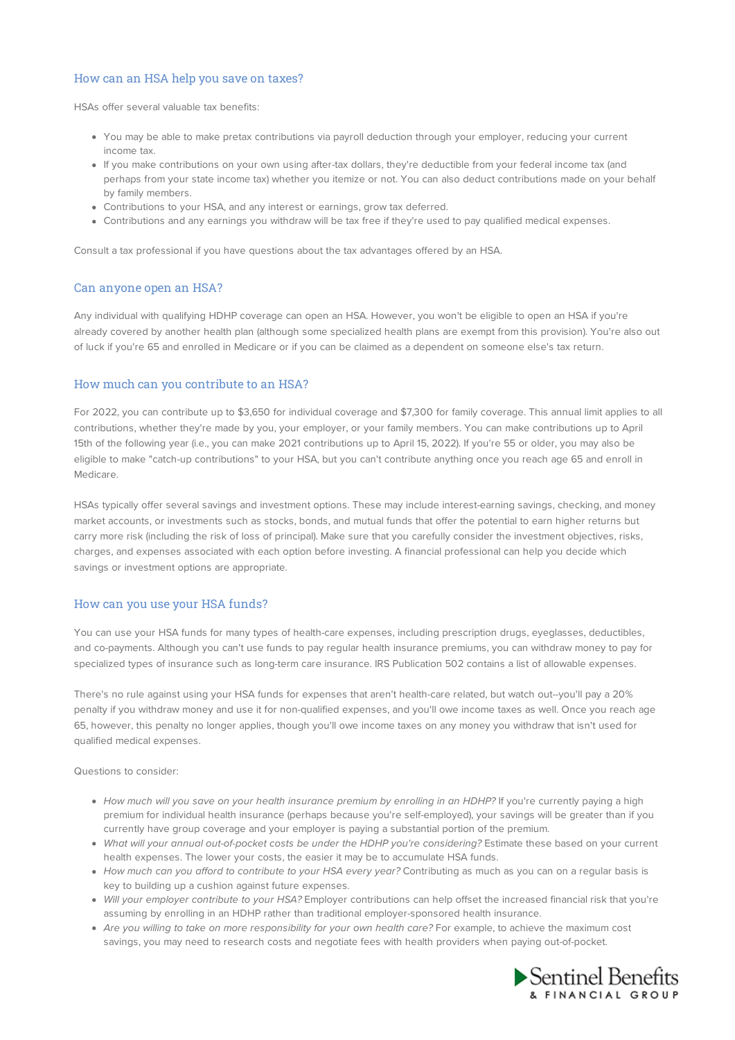## How can an HSA help you save on taxes?

HSAs offer several valuable tax benefits:

- You may be able to make pretax contributions via payroll deduction through your employer, reducing your current income tax.
- If you make contributions on your own using after-tax dollars, they're deductible from your federal income tax (and perhaps from your state income tax) whether you itemize or not. You can also deduct contributions made on your behalf by family members.
- Contributions to your HSA, and any interest or earnings, grow tax deferred.
- Contributions and any earnings you withdraw will be tax free if they're used to pay qualified medical expenses.

Consult a tax professional if you have questions about the tax advantages offered by an HSA.

## Can anyone open an HSA?

Any individual with qualifying HDHP coverage can open an HSA. However, you won't be eligible to open an HSA if you're already covered by another health plan (although some specialized health plans are exempt from this provision). You're also out of luck if you're 65 and enrolled in Medicare or if you can be claimed as a dependent on someone else's tax return.

## How much can you contribute to an HSA?

For 2022, you can contribute up to $3,650 for individual coverage and $7,300 for family coverage. This annual limit applies to all contributions, whether they're made by you, your employer, or your family members. You can make contributions up to April 15th of the following year (i.e., you can make 2021 contributions up to April 15, 2022). If you're 55 or older, you may also be eligible to make "catch-up contributions" to your HSA, but you can't contribute anything once you reach age 65 and enroll in Medicare.

HSAs typically offer several savings and investment options. These may include interest-earning savings, checking, and money market accounts, or investments such as stocks, bonds, and mutual funds that offer the potential to earn higher returns but carry more risk (including the risk of loss of principal). Make sure that you carefully consider the investment objectives, risks, charges, and expenses associated with each option before investing. A financial professional can help you decide which savings or investment options are appropriate.

## How can you use your HSA funds?

You can use your HSA funds for many types of health-care expenses, including prescription drugs, eyeglasses, deductibles, and co-payments. Although you can't use funds to pay regular health insurance premiums, you can withdraw money to pay for specialized types of insurance such as long-term care insurance. IRS Publication 502 contains a list of allowable expenses.

There's no rule against using your HSA funds for expenses that aren't health-care related, but watch out--you'll pay a 20% penalty if you withdraw money and use it for non-qualified expenses, and you'll owe income taxes as well. Once you reach age 65, however, this penalty no longer applies, though you'll owe income taxes on any money you withdraw that isn't used for qualified medical expenses.

Questions to consider:

- *How much will you save on your health insurance premium by enrolling in an HDHP?* If you're currently paying a high premium for individual health insurance (perhaps because you're self-employed), your savings will be greater than if you currently have group coverage and your employer is paying a substantial portion of the premium.
- *What will your annual out-of-pocket costs be under the HDHP you're considering?* Estimate these based on your current health expenses. The lower your costs, the easier it may be to accumulate HSA funds.
- *How much can you afford to contribute to your HSA every year?* Contributing as much as you can on a regular basis is key to building up a cushion against future expenses.
- *Will your employer contribute to your HSA?* Employer contributions can help offset the increased financial risk that you're assuming by enrolling in an HDHP rather than traditional employer-sponsored health insurance.
- *Are you willing to take on more responsibility for your own health care?* For example, to achieve the maximum cost savings, you may need to research costs and negotiate fees with health providers when paying out-of-pocket.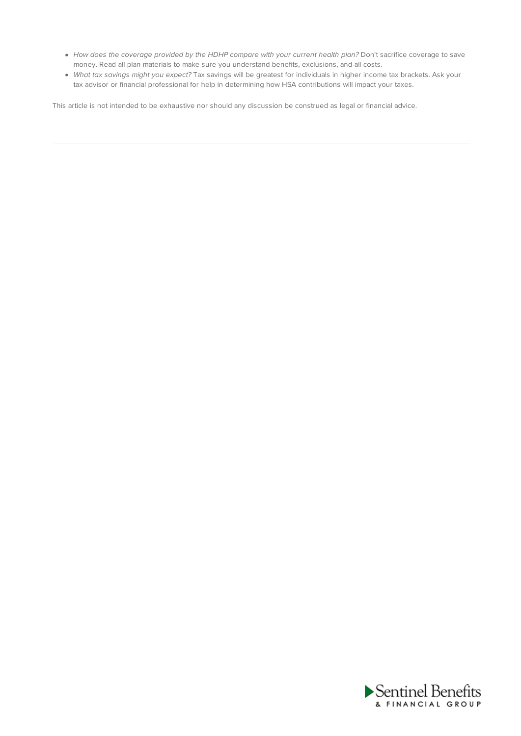- *How does the coverage provided by the HDHP compare with your current health plan?* Don't sacrifice coverage to save money. Read all plan materials to make sure you understand benefits, exclusions, and all costs.
- *What tax savings might you expect?* Tax savings will be greatest for individuals in higher income tax brackets. Ask your tax advisor or financial professional for help in determining how HSA contributions will impact your taxes.

This article is not intended to be exhaustive nor should any discussion be construed as legal or financial advice.